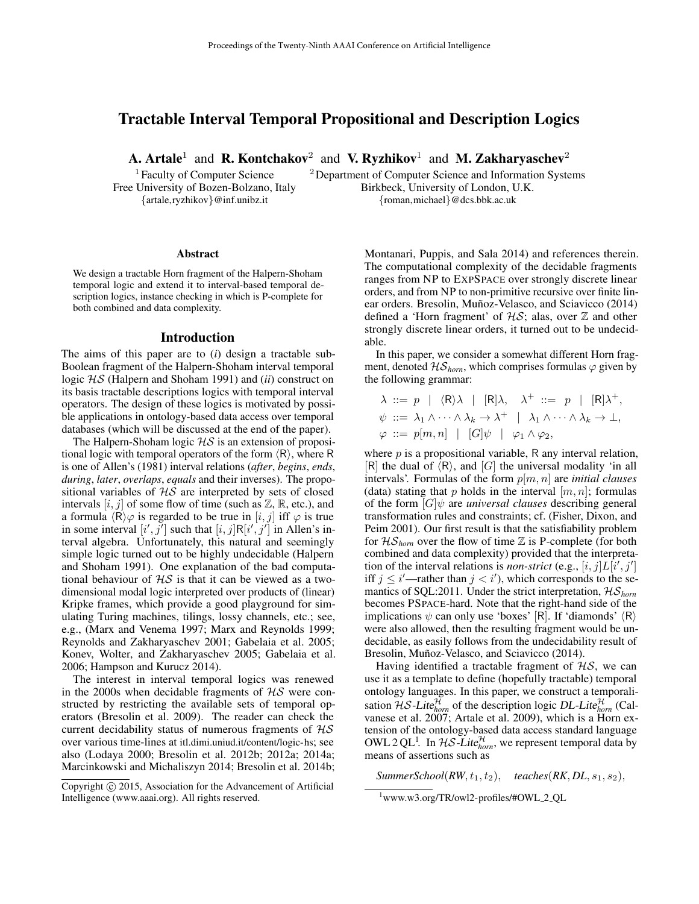# Tractable Interval Temporal Propositional and Description Logics

**A. Artale**[1] and **R. Kontchakov**[2] and **V. Ryzhikov**[1] and **M. Zakharyaschev**[2]

[1] Faculty of Computer Science
Free University of Bozen-Bolzano, Italy
{artale,ryzhikov}@inf.unibz.it

[2] Department of Computer Science and Information Systems
Birkbeck, University of London, U.K.
{roman,michael}@dcs.bbk.ac.uk

### Abstract

We design a tractable Horn fragment of the Halpern-Shoham temporal logic and extend it to interval-based temporal description logics, instance checking in which is P-complete for both combined and data complexity.

## Introduction

The aims of this paper are to (*i*) design a tractable sub-Boolean fragment of the Halpern-Shoham interval temporal logic $\mathcal{HS}$ (Halpern and Shoham 1991) and (*ii*) construct on its basis tractable descriptions logics with temporal interval operators. The design of these logics is motivated by possible applications in ontology-based data access over temporal databases (which will be discussed at the end of the paper).

The Halpern-Shoham logic $\mathcal{HS}$ is an extension of propositional logic with temporal operators of the form $\langle \mathsf{R} \rangle$, where $\mathsf{R}$ is one of Allen's (1981) interval relations (*after*, *begins*, *ends*, *during*, *later*, *overlaps*, *equals* and their inverses). The propositional variables of $\mathcal{HS}$ are interpreted by sets of closed intervals $[i, j]$ of some flow of time (such as $\mathbb{Z}$, $\mathbb{R}$, etc.), and a formula $\langle \mathsf{R} \rangle \varphi$ is regarded to be true in $[i, j]$ iff $\varphi$ is true in some interval $[i', j']$ such that $[i, j]\mathsf{R}[i', j']$ in Allen's interval algebra. Unfortunately, this natural and seemingly simple logic turned out to be highly undecidable (Halpern and Shoham 1991). One explanation of the bad computational behaviour of $\mathcal{HS}$ is that it can be viewed as a two-dimensional modal logic interpreted over products of (linear) Kripke frames, which provide a good playground for simulating Turing machines, tilings, lossy channels, etc.; see, e.g., (Marx and Venema 1997; Marx and Reynolds 1999; Reynolds and Zakharyaschev 2001; Gabelaia et al. 2005; Konev, Wolter, and Zakharyaschev 2005; Gabelaia et al. 2006; Hampson and Kurucz 2014).

The interest in interval temporal logics was renewed in the 2000s when decidable fragments of $\mathcal{HS}$ were constructed by restricting the available sets of temporal operators (Bresolin et al. 2009). The reader can check the current decidability status of numerous fragments of $\mathcal{HS}$ over various time-lines at itl.dimi.uniud.it/content/logic-hs; see also (Lodaya 2000; Bresolin et al. 2012b; 2012a; 2014a; Marcinkowski and Michaliszyn 2014; Bresolin et al. 2014b; Montanari, Puppis, and Sala 2014) and references therein. The computational complexity of the decidable fragments ranges from NP to EXPSPACE over strongly discrete linear orders, and from NP to non-primitive recursive over finite linear orders. Bresolin, Muñoz-Velasco, and Sciavicco (2014) defined a 'Horn fragment' of $\mathcal{HS}$; alas, over $\mathbb{Z}$ and other strongly discrete linear orders, it turned out to be undecidable.

In this paper, we consider a somewhat different Horn fragment, denoted $\mathcal{HS}_{horn}$, which comprises formulas $\varphi$ given by the following grammar:

$$\lambda ::= p \mid \langle \mathsf{R} \rangle \lambda \mid [\mathsf{R}]\lambda, \quad \lambda^+ ::= p \mid [\mathsf{R}]\lambda^+,$$
$$\psi ::= \lambda_1 \wedge \cdots \wedge \lambda_k \to \lambda^+ \mid \lambda_1 \wedge \cdots \wedge \lambda_k \to \bot,$$
$$\varphi ::= p[m,n] \mid [G]\psi \mid \varphi_1 \wedge \varphi_2,$$

where $p$ is a propositional variable, $\mathsf{R}$ any interval relation, $[\mathsf{R}]$ the dual of $\langle \mathsf{R} \rangle$, and $[G]$ the universal modality 'in all intervals'. Formulas of the form $p[m, n]$ are *initial clauses* (data) stating that $p$ holds in the interval $[m, n]$; formulas of the form $[G]\psi$ are *universal clauses* describing general transformation rules and constraints; cf. (Fisher, Dixon, and Peim 2001). Our first result is that the satisfiability problem for $\mathcal{HS}_{horn}$ over the flow of time $\mathbb{Z}$ is P-complete (for both combined and data complexity) provided that the interpretation of the interval relations is *non-strict* (e.g., $[i, j]L[i', j']$ iff $j \leq i'$—rather than $j < i'$), which corresponds to the semantics of SQL:2011. Under the strict interpretation, $\mathcal{HS}_{horn}$ becomes PSPACE-hard. Note that the right-hand side of the implications $\psi$ can only use 'boxes' $[\mathsf{R}]$. If 'diamonds' $\langle \mathsf{R} \rangle$ were also allowed, then the resulting fragment would be undecidable, as easily follows from the undecidability result of Bresolin, Muñoz-Velasco, and Sciavicco (2014).

Having identified a tractable fragment of $\mathcal{HS}$, we can use it as a template to define (hopefully tractable) temporal ontology languages. In this paper, we construct a temporalisation $\mathcal{HS}\text{-}Lite^{\mathcal{H}}_{horn}$ of the description logic $DL\text{-}Lite^{\mathcal{H}}_{horn}$ (Calvanese et al. 2007; Artale et al. 2009), which is a Horn extension of the ontology-based data access standard language OWL 2 QL[1]. In $\mathcal{HS}\text{-}Lite^{\mathcal{H}}_{horn}$, we represent temporal data by means of assertions such as

*SummerSchool*(*RW*, $t_1$, $t_2$), *teaches*(*RK*, *DL*, $s_1$, $s_2$),

Copyright © 2015, Association for the Advancement of Artificial Intelligence (www.aaai.org). All rights reserved.

[1] www.w3.org/TR/owl2-profiles/#OWL_2_QL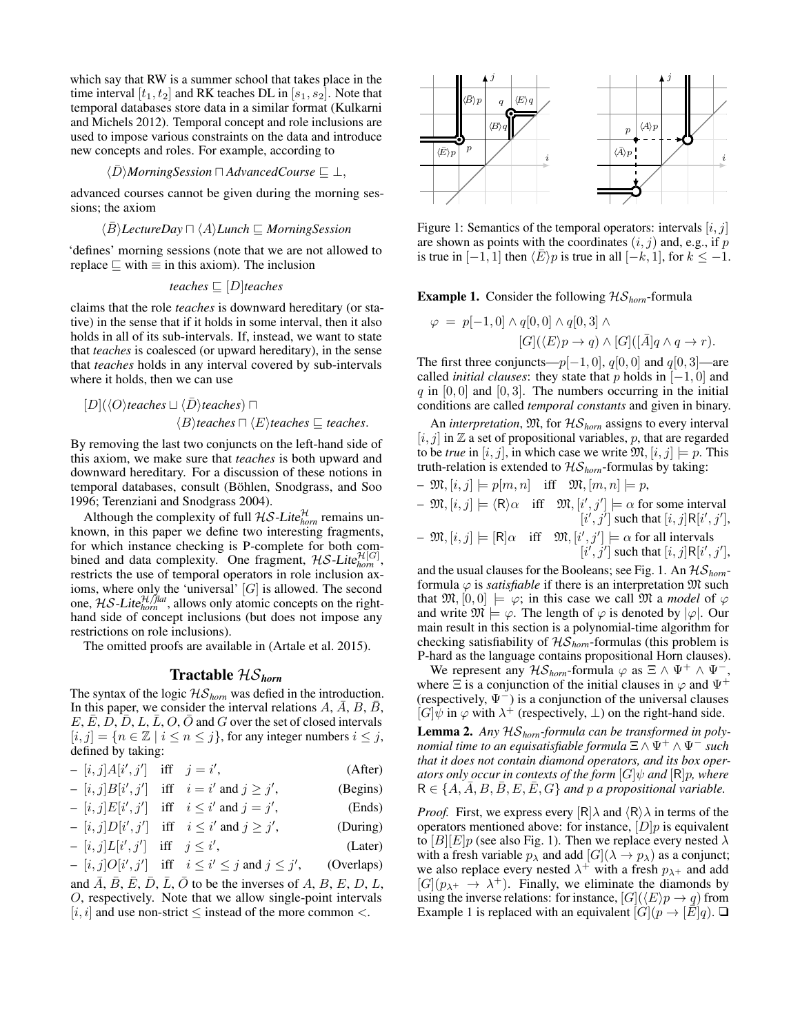which say that RW is a summer school that takes place in the time interval $[t_1, t_2]$ and RK teaches DL in $[s_1, s_2]$. Note that temporal databases store data in a similar format (Kulkarni and Michels 2012). Temporal concept and role inclusions are used to impose various constraints on the data and introduce new concepts and roles. For example, according to

$$\langle \bar{D} \rangle \textit{MorningSession} \sqcap \textit{AdvancedCourse} \sqsubseteq \bot,$$

advanced courses cannot be given during the morning sessions; the axiom

$$\langle \bar{B} \rangle \textit{LectureDay} \sqcap \langle A \rangle \textit{Lunch} \sqsubseteq \textit{MorningSession}$$

'defines' morning sessions (note that we are not allowed to replace $\sqsubseteq$ with $\equiv$ in this axiom). The inclusion

$$\textit{teaches} \sqsubseteq [D]\textit{teaches}$$

claims that the role *teaches* is downward hereditary (or stative) in the sense that if it holds in some interval, then it also holds in all of its sub-intervals. If, instead, we want to state that *teaches* is coalesced (or upward hereditary), in the sense that *teaches* holds in any interval covered by sub-intervals where it holds, then we can use

$$[D](\langle O \rangle \textit{teaches} \sqcup \langle \bar{D} \rangle \textit{teaches}) \sqcap \langle B \rangle \textit{teaches} \sqcap \langle E \rangle \textit{teaches} \sqsubseteq \textit{teaches}.$$

By removing the last two conjuncts on the left-hand side of this axiom, we make sure that *teaches* is both upward and downward hereditary. For a discussion of these notions in temporal databases, consult (Böhlen, Snodgrass, and Soo 1996; Terenziani and Snodgrass 2004).

Although the complexity of full $\mathcal{HS}\text{-}\mathit{Lite}^{\mathcal{H}}_{horn}$ remains unknown, in this paper we define two interesting fragments, for which instance checking is P-complete for both combined and data complexity. One fragment, $\mathcal{HS}\text{-}\mathit{Lite}^{\mathcal{H}[G]}_{horn}$, restricts the use of temporal operators in role inclusion axioms, where only the 'universal' $[G]$ is allowed. The second one, $\mathcal{HS}\text{-}\mathit{Lite}^{\mathcal{H}/\mathit{flat}}_{horn}$, allows only atomic concepts on the right-hand side of concept inclusions (but does not impose any restrictions on role inclusions).

The omitted proofs are available in (Artale et al. 2015).

## Tractable $\mathcal{HS}_{horn}$

The syntax of the logic $\mathcal{HS}_{horn}$ was defied in the introduction. In this paper, we consider the interval relations $A$, $\bar{A}$, $B$, $\bar{B}$, $E$, $\bar{E}$, $D$, $\bar{D}$, $L$, $\bar{L}$, $O$, $\bar{O}$ and $G$ over the set of closed intervals $[i, j] = \{n \in \mathbb{Z} \mid i \leq n \leq j\}$, for any integer numbers $i \leq j$, defined by taking:

- $[i, j]A[i', j']$ iff $j = i'$, (After)
- $[i, j]B[i', j']$ iff $i = i'$ and $j \geq j'$, (Begins)
- $[i, j]E[i', j']$ iff $i \leq i'$ and $j = j'$, (Ends)
- $[i, j]D[i', j']$ iff $i \leq i'$ and $j \geq j'$, (During)
- $[i, j]L[i', j']$ iff $j \leq i'$, (Later)
- $[i, j]O[i', j']$ iff $i \leq i' \leq j$ and $j \leq j'$, (Overlaps)

and $\bar{A}$, $\bar{B}$, $\bar{E}$, $\bar{D}$, $\bar{L}$, $\bar{O}$ to be the inverses of $A$, $B$, $E$, $D$, $L$, $O$, respectively. Note that we allow single-point intervals $[i, i]$ and use non-strict $\leq$ instead of the more common $<$.

Figure 1: Semantics of the temporal operators: intervals $[i, j]$ are shown as points with the coordinates $(i, j)$ and, e.g., if $p$ is true in $[-1, 1]$ then $\langle \bar{E} \rangle p$ is true in all $[-k, 1]$, for $k \leq -1$.

**Example 1.** Consider the following $\mathcal{HS}_{horn}$-formula

$$\varphi = p[-1, 0] \wedge q[0, 0] \wedge q[0, 3] \wedge [G](\langle E \rangle p \to q) \wedge [G]([\bar{A}]q \wedge q \to r).$$

The first three conjuncts—$p[-1, 0]$, $q[0, 0]$ and $q[0, 3]$—are called *initial clauses*: they state that $p$ holds in $[-1, 0]$ and $q$ in $[0, 0]$ and $[0, 3]$. The numbers occurring in the initial conditions are called *temporal constants* and given in binary.

An *interpretation*, $\mathfrak{M}$, for $\mathcal{HS}_{horn}$ assigns to every interval $[i, j]$ in $\mathbb{Z}$ a set of propositional variables, $p$, that are regarded to be *true* in $[i, j]$, in which case we write $\mathfrak{M}, [i, j] \models p$. This truth-relation is extended to $\mathcal{HS}_{horn}$-formulas by taking:

- $\mathfrak{M}, [i, j] \models p[m, n]$ iff $\mathfrak{M}, [m, n] \models p$,
- $\mathfrak{M}, [i, j] \models \langle \mathsf{R} \rangle \alpha$ iff $\mathfrak{M}, [i', j'] \models \alpha$ for some interval $[i', j']$ such that $[i, j]\mathsf{R}[i', j']$,
- $\mathfrak{M}, [i, j] \models [\mathsf{R}]\alpha$ iff $\mathfrak{M}, [i', j'] \models \alpha$ for all intervals $[i', j']$ such that $[i, j]\mathsf{R}[i', j']$,

and the usual clauses for the Booleans; see Fig. 1. An $\mathcal{HS}_{horn}$-formula $\varphi$ is *satisfiable* if there is an interpretation $\mathfrak{M}$ such that $\mathfrak{M}, [0, 0] \models \varphi$; in this case we call $\mathfrak{M}$ a *model* of $\varphi$ and write $\mathfrak{M} \models \varphi$. The length of $\varphi$ is denoted by $|\varphi|$. Our main result in this section is a polynomial-time algorithm for checking satisfiability of $\mathcal{HS}_{horn}$-formulas (this problem is P-hard as the language contains propositional Horn clauses).

We represent any $\mathcal{HS}_{horn}$-formula $\varphi$ as $\Xi \wedge \Psi^+ \wedge \Psi^-$, where $\Xi$ is a conjunction of the initial clauses in $\varphi$ and $\Psi^+$ (respectively, $\Psi^-$) is a conjunction of the universal clauses $[G]\psi$ in $\varphi$ with $\lambda^+$ (respectively, $\bot$) on the right-hand side.

**Lemma 2.** *Any $\mathcal{HS}_{horn}$-formula can be transformed in polynomial time to an equisatisfiable formula $\Xi \wedge \Psi^+ \wedge \Psi^-$ such that it does not contain diamond operators, and its box operators only occur in contexts of the form $[G]\psi$ and $[\mathsf{R}]p$, where $\mathsf{R} \in \{A, \bar{A}, B, \bar{B}, E, \bar{E}, G\}$ and $p$ a propositional variable.*

*Proof.* First, we express every $[\mathsf{R}]\lambda$ and $\langle \mathsf{R} \rangle \lambda$ in terms of the operators mentioned above: for instance, $[D]p$ is equivalent to $[B][E]p$ (see also Fig. 1). Then we replace every nested $\lambda$ with a fresh variable $p_\lambda$ and add $[G](\lambda \to p_\lambda)$ as a conjunct; we also replace every nested $\lambda^+$ with a fresh $p_{\lambda^+}$ and add $[G](p_{\lambda^+} \to \lambda^+)$. Finally, we eliminate the diamonds by using the inverse relations: for instance, $[G](\langle E \rangle p \to q)$ from Example 1 is replaced with an equivalent $[G](p \to [\bar{E}]q)$. ❑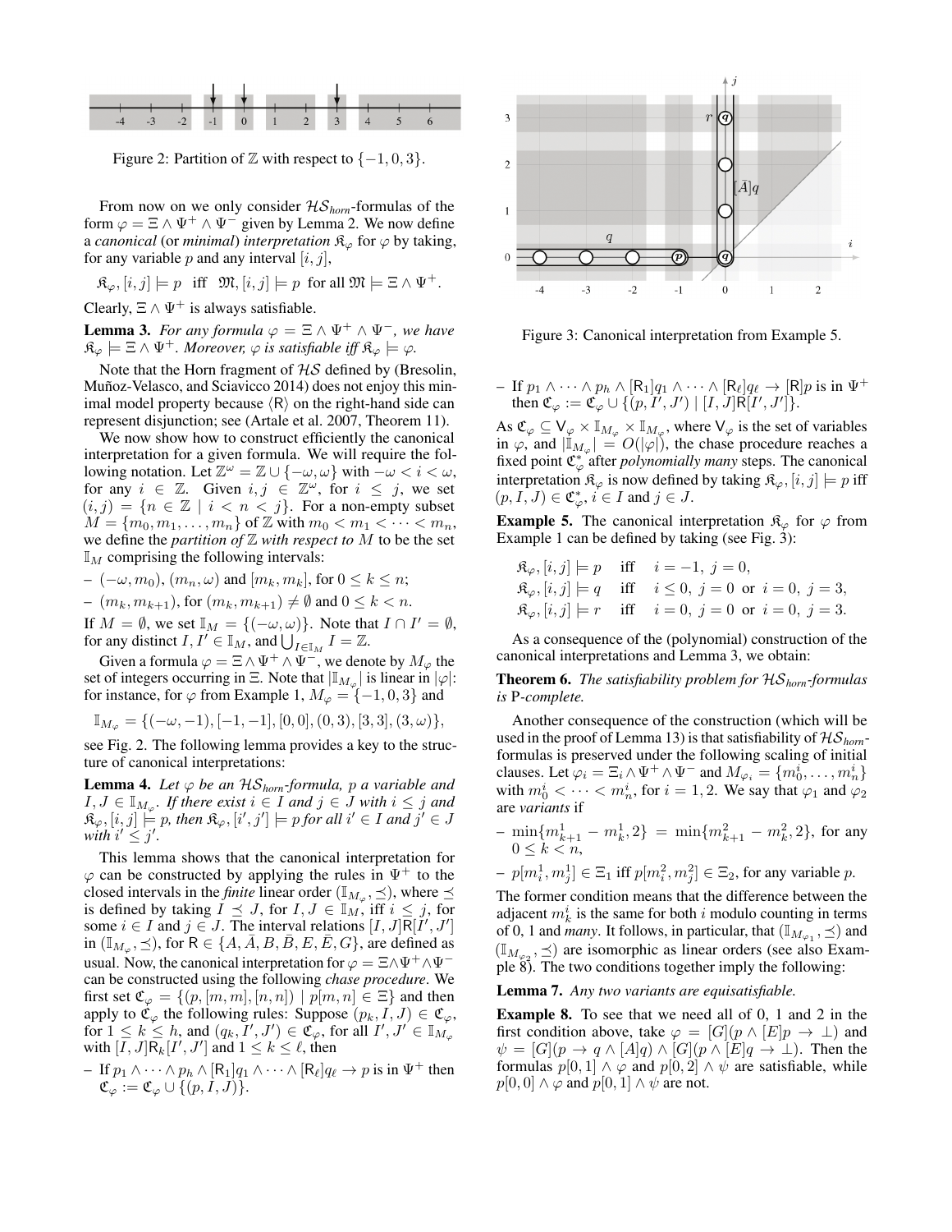Figure 2: Partition of $\mathbb{Z}$ with respect to $\{-1, 0, 3\}$.

From now on we only consider $\mathcal{HS}_{horn}$-formulas of the form $\varphi = \Xi \wedge \Psi^+ \wedge \Psi^-$ given by Lemma 2. We now define a *canonical* (or *minimal*) *interpretation* $\mathfrak{K}_\varphi$ for $\varphi$ by taking, for any variable $p$ and any interval $[i, j]$,

$$\mathfrak{K}_\varphi, [i, j] \models p \quad \text{iff} \quad \mathfrak{M}, [i, j] \models p \text{ for all } \mathfrak{M} \models \Xi \wedge \Psi^+.$$

Clearly, $\Xi \wedge \Psi^+$ is always satisfiable.

**Lemma 3.** *For any formula $\varphi = \Xi \wedge \Psi^+ \wedge \Psi^-$, we have $\mathfrak{K}_\varphi \models \Xi \wedge \Psi^+$. Moreover, $\varphi$ is satisfiable iff $\mathfrak{K}_\varphi \models \varphi$.*

Note that the Horn fragment of $\mathcal{HS}$ defined by (Bresolin, Muñoz-Velasco, and Sciavicco 2014) does not enjoy this minimal model property because $\langle \mathsf{R} \rangle$ on the right-hand side can represent disjunction; see (Artale et al. 2007, Theorem 11).

We now show how to construct efficiently the canonical interpretation for a given formula. We will require the following notation. Let $\mathbb{Z}^\omega = \mathbb{Z} \cup \{-\omega, \omega\}$ with $-\omega < i < \omega$, for any $i \in \mathbb{Z}$. Given $i, j \in \mathbb{Z}^\omega$, for $i \leq j$, we set $(i, j) = \{n \in \mathbb{Z} \mid i < n < j\}$. For a non-empty subset $M = \{m_0, m_1, \dots, m_n\}$ of $\mathbb{Z}$ with $m_0 < m_1 < \dots < m_n$, we define the *partition of $\mathbb{Z}$ with respect to $M$* to be the set $\mathbb{I}_M$ comprising the following intervals:

– $(-\omega, m_0)$, $(m_n, \omega)$ and $[m_k, m_k]$, for $0 \leq k \leq n$;

– $(m_k, m_{k+1})$, for $(m_k, m_{k+1}) \neq \emptyset$ and $0 \leq k < n$.

If $M = \emptyset$, we set $\mathbb{I}_M = \{(-\omega, \omega)\}$. Note that $I \cap I' = \emptyset$, for any distinct $I, I' \in \mathbb{I}_M$, and $\bigcup_{I \in \mathbb{I}_M} I = \mathbb{Z}$.

Given a formula $\varphi = \Xi \wedge \Psi^+ \wedge \Psi^-$, we denote by $M_\varphi$ the set of integers occurring in $\Xi$. Note that $|\mathbb{I}_{M_\varphi}|$ is linear in $|\varphi|$: for instance, for $\varphi$ from Example 1, $M_\varphi = \{-1, 0, 3\}$ and

$$\mathbb{I}_{M_\varphi} = \{(-\omega, -1), [-1, -1], [0, 0], (0, 3), [3, 3], (3, \omega)\},$$

see Fig. 2. The following lemma provides a key to the structure of canonical interpretations:

**Lemma 4.** *Let $\varphi$ be an $\mathcal{HS}_{horn}$-formula, $p$ a variable and $I, J \in \mathbb{I}_{M_\varphi}$. If there exist $i \in I$ and $j \in J$ with $i \leq j$ and $\mathfrak{K}_\varphi, [i, j] \models p$, then $\mathfrak{K}_\varphi, [i', j'] \models p$ for all $i' \in I$ and $j' \in J$ with $i' \leq j'$.*

This lemma shows that the canonical interpretation for $\varphi$ can be constructed by applying the rules in $\Psi^+$ to the closed intervals in the *finite* linear order $(\mathbb{I}_{M_\varphi}, \preceq)$, where $\preceq$ is defined by taking $I \preceq J$, for $I, J \in \mathbb{I}_M$, iff $i \leq j$, for some $i \in I$ and $j \in J$. The interval relations $[I, J]\mathsf{R}[I', J']$ in $(\mathbb{I}_{M_\varphi}, \preceq)$, for $\mathsf{R} \in \{A, \bar{A}, B, \bar{B}, E, \bar{E}, G\}$, are defined as usual. Now, the canonical interpretation for $\varphi = \Xi \wedge \Psi^+ \wedge \Psi^-$ can be constructed using the following *chase procedure*. We first set $\mathfrak{C}_\varphi = \{(p, [m, m], [n, n]) \mid p[m, n] \in \Xi\}$ and then apply to $\mathfrak{C}_\varphi$ the following rules: Suppose $(p_k, I, J) \in \mathfrak{C}_\varphi$, for $1 \leq k \leq h$, and $(q_k, I', J') \in \mathfrak{C}_\varphi$, for all $I', J' \in \mathbb{I}_{M_\varphi}$ with $[I, J]\mathsf{R}_k[I', J']$ and $1 \leq k \leq \ell$, then

– If $p_1 \wedge \dots \wedge p_h \wedge [\mathsf{R}_1]q_1 \wedge \dots \wedge [\mathsf{R}_\ell]q_\ell \to p$ is in $\Psi^+$ then $\mathfrak{C}_\varphi := \mathfrak{C}_\varphi \cup \{(p, I, J)\}$.

– If $p_1 \wedge \dots \wedge p_h \wedge [\mathsf{R}_1]q_1 \wedge \dots \wedge [\mathsf{R}_\ell]q_\ell \to [\mathsf{R}]p$ is in $\Psi^+$ then $\mathfrak{C}_\varphi := \mathfrak{C}_\varphi \cup \{(p, I', J') \mid [I, J]\mathsf{R}[I', J']\}$.

As $\mathfrak{C}_\varphi \subseteq \mathsf{V}_\varphi \times \mathbb{I}_{M_\varphi} \times \mathbb{I}_{M_\varphi}$, where $\mathsf{V}_\varphi$ is the set of variables in $\varphi$, and $|\mathbb{I}_{M_\varphi}| = O(|\varphi|)$, the chase procedure reaches a fixed point $\mathfrak{C}^*_\varphi$ after *polynomially many* steps. The canonical interpretation $\mathfrak{K}_\varphi$ is now defined by taking $\mathfrak{K}_\varphi, [i, j] \models p$ iff $(p, I, J) \in \mathfrak{C}^*_\varphi$, $i \in I$ and $j \in J$.

Figure 3: Canonical interpretation from Example 5.

**Example 5.** The canonical interpretation $\mathfrak{K}_\varphi$ for $\varphi$ from Example 1 can be defined by taking (see Fig. 3):

$$\begin{aligned}
\mathfrak{K}_\varphi, [i, j] \models p \quad &\text{iff} \quad i = -1,\ j = 0, \\
\mathfrak{K}_\varphi, [i, j] \models q \quad &\text{iff} \quad i \leq 0,\ j = 0 \ \text{ or } \ i = 0,\ j = 3, \\
\mathfrak{K}_\varphi, [i, j] \models r \quad &\text{iff} \quad i = 0,\ j = 0 \ \text{ or } \ i = 0,\ j = 3.
\end{aligned}$$

As a consequence of the (polynomial) construction of the canonical interpretations and Lemma 3, we obtain:

**Theorem 6.** *The satisfiability problem for $\mathcal{HS}_{horn}$-formulas is* P*-complete.*

Another consequence of the construction (which will be used in the proof of Lemma 13) is that satisfiability of $\mathcal{HS}_{horn}$-formulas is preserved under the following scaling of initial clauses. Let $\varphi_i = \Xi_i \wedge \Psi^+ \wedge \Psi^-$ and $M_{\varphi_i} = \{m^i_0, \dots, m^i_n\}$ with $m^i_0 < \dots < m^i_n$, for $i = 1, 2$. We say that $\varphi_1$ and $\varphi_2$ are *variants* if

– $\min\{m^1_{k+1} - m^1_k, 2\} = \min\{m^2_{k+1} - m^2_k, 2\}$, for any $0 \leq k < n$,

– $p[m^1_i, m^1_j] \in \Xi_1$ iff $p[m^2_i, m^2_j] \in \Xi_2$, for any variable $p$.

The former condition means that the difference between the adjacent $m^i_k$ is the same for both $i$ modulo counting in terms of 0, 1 and *many*. It follows, in particular, that $(\mathbb{I}_{M_{\varphi_1}}, \preceq)$ and $(\mathbb{I}_{M_{\varphi_2}}, \preceq)$ are isomorphic as linear orders (see also Example 8). The two conditions together imply the following:

**Lemma 7.** *Any two variants are equisatisfiable.*

**Example 8.** To see that we need all of 0, 1 and 2 in the first condition above, take $\varphi = [G](p \wedge [E]p \to \bot)$ and $\psi = [G](p \to q \wedge [A]q) \wedge [G](p \wedge [E]q \to \bot)$. Then the formulas $p[0, 1] \wedge \varphi$ and $p[0, 2] \wedge \psi$ are satisfiable, while $p[0, 0] \wedge \varphi$ and $p[0, 1] \wedge \psi$ are not.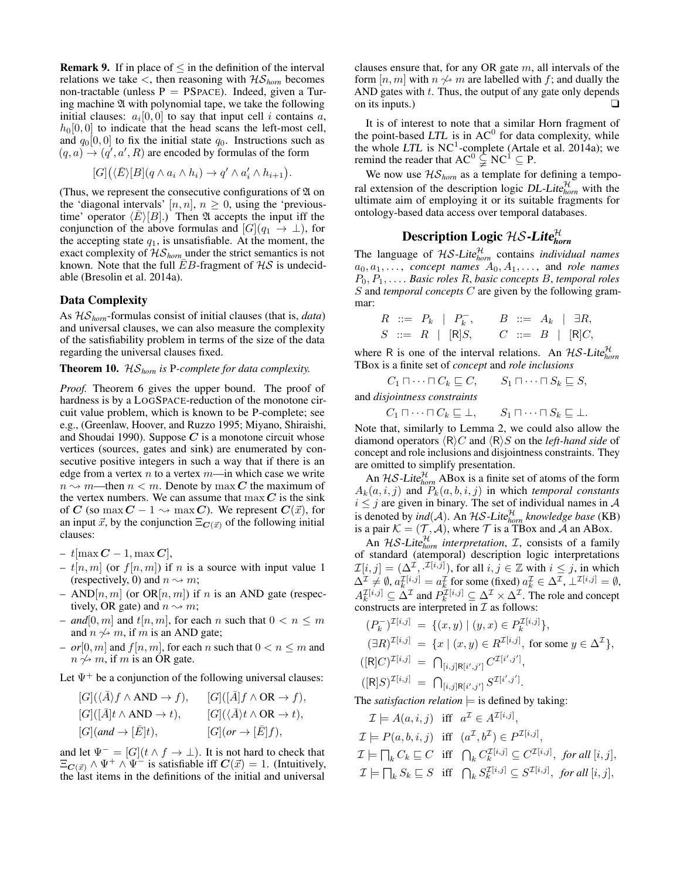**Remark 9.** If in place of $\leq$ in the definition of the interval relations we take $<$, then reasoning with $\mathcal{HS}_{horn}$ becomes non-tractable (unless P = PSPACE). Indeed, given a Turing machine $\mathfrak{A}$ with polynomial tape, we take the following initial clauses: $a_i[0, 0]$ to say that input cell $i$ contains $a$, $h_0[0, 0]$ to indicate that the head scans the left-most cell, and $q_0[0, 0]$ to fix the initial state $q_0$. Instructions such as $(q, a) \to (q', a', R)$ are encoded by formulas of the form

$$[G]\big(\langle \bar{E} \rangle [B](q \wedge a_i \wedge h_i) \to q' \wedge a'_i \wedge h_{i+1}\big).$$

(Thus, we represent the consecutive configurations of $\mathfrak{A}$ on the 'diagonal intervals' $[n, n]$, $n \geq 0$, using the 'previous-time' operator $\langle \bar{E} \rangle [B]$.) Then $\mathfrak{A}$ accepts the input iff the conjunction of the above formulas and $[G](q_1 \to \bot)$, for the accepting state $q_1$, is unsatisfiable. At the moment, the exact complexity of $\mathcal{HS}_{horn}$ under the strict semantics is not known. Note that the full $\bar{E}B$-fragment of $\mathcal{HS}$ is undecidable (Bresolin et al. 2014a).

## Data Complexity

As $\mathcal{HS}_{horn}$-formulas consist of initial clauses (that is, *data*) and universal clauses, we can also measure the complexity of the satisfiability problem in terms of the size of the data regarding the universal clauses fixed.

**Theorem 10.** *$\mathcal{HS}_{horn}$ is* P*-complete for data complexity.*

*Proof.* Theorem 6 gives the upper bound. The proof of hardness is by a LOGSPACE-reduction of the monotone circuit value problem, which is known to be P-complete; see e.g., (Greenlaw, Hoover, and Ruzzo 1995; Miyano, Shiraishi, and Shoudai 1990). Suppose $\boldsymbol{C}$ is a monotone circuit whose vertices (sources, gates and sink) are enumerated by consecutive positive integers in such a way that if there is an edge from a vertex $n$ to a vertex $m$—in which case we write $n \rightsquigarrow m$—then $n < m$. Denote by $\max \boldsymbol{C}$ the maximum of the vertex numbers. We can assume that $\max \boldsymbol{C}$ is the sink of $\boldsymbol{C}$ (so $\max \boldsymbol{C} - 1 \rightsquigarrow \max \boldsymbol{C}$). We represent $\boldsymbol{C}(\vec{x})$, for an input $\vec{x}$, by the conjunction $\Xi_{\boldsymbol{C}(\vec{x})}$ of the following initial clauses:

- $t[\max \boldsymbol{C} - 1, \max \boldsymbol{C}]$,
- $t[n, m]$ (or $f[n, m]$) if $n$ is a source with input value 1 (respectively, 0) and $n \rightsquigarrow m$;
- AND$[n, m]$ (or OR$[n, m]$) if $n$ is an AND gate (respectively, OR gate) and $n \rightsquigarrow m$;
- *and*$[0, m]$ and $t[n, m]$, for each $n$ such that $0 < n \leq m$ and $n \not\rightsquigarrow m$, if $m$ is an AND gate;
- *or*$[0, m]$ and $f[n, m]$, for each $n$ such that $0 < n \leq m$ and $n \not\rightsquigarrow m$, if $m$ is an OR gate.

Let $\Psi^+$ be a conjunction of the following universal clauses:

$$[G](\langle \bar{A} \rangle f \wedge \text{AND} \to f), \qquad [G]([\bar{A}] f \wedge \text{OR} \to f),$$
$$[G]([\bar{A}] t \wedge \text{AND} \to t), \qquad [G](\langle \bar{A} \rangle t \wedge \text{OR} \to t),$$
$$[G](\mathit{and} \to [\bar{E}] t), \qquad [G](\mathit{or} \to [\bar{E}] f),$$

and let $\Psi^- = [G](t \wedge f \to \bot)$. It is not hard to check that $\Xi_{\boldsymbol{C}(\vec{x})} \wedge \Psi^+ \wedge \Psi^-$ is satisfiable iff $\boldsymbol{C}(\vec{x}) = 1$. (Intuitively, the last items in the definitions of the initial and universal clauses ensure that, for any OR gate $m$, all intervals of the form $[n, m]$ with $n \not\rightsquigarrow m$ are labelled with $f$; and dually the AND gates with $t$. Thus, the output of any gate only depends on its inputs.) ❑

It is of interest to note that a similar Horn fragment of the point-based *LTL* is in $\text{AC}^0$ for data complexity, while the whole *LTL* is $\text{NC}^1$-complete (Artale et al. 2014a); we remind the reader that $\text{AC}^0 \subsetneq \text{NC}^1 \subseteq \text{P}$.

We now use $\mathcal{HS}_{horn}$ as a template for defining a temporal extension of the description logic $\textit{DL-Lite}^{\mathcal{H}}_{horn}$ with the ultimate aim of employing it or its suitable fragments for ontology-based data access over temporal databases.

## Description Logic $\mathcal{HS}$-*Lite*$^{\mathcal{H}}_{horn}$

The language of $\mathcal{HS}$-*Lite*$^{\mathcal{H}}_{horn}$ contains *individual names* $a_0, a_1, \ldots$, *concept names* $A_0, A_1, \ldots$, and *role names* $P_0, P_1, \ldots$. *Basic roles* $R$, *basic concepts* $B$, *temporal roles* $S$ and *temporal concepts* $C$ are given by the following grammar:

$$R ::= P_k \mid P_k^-, \qquad B ::= A_k \mid \exists R,$$
$$S ::= R \mid [\mathsf{R}]S, \qquad C ::= B \mid [\mathsf{R}]C,$$

where $\mathsf{R}$ is one of the interval relations. An $\mathcal{HS}$-*Lite*$^{\mathcal{H}}_{horn}$ TBox is a finite set of *concept* and *role inclusions*

$$C_1 \sqcap \cdots \sqcap C_k \sqsubseteq C, \qquad S_1 \sqcap \cdots \sqcap S_k \sqsubseteq S,$$

and *disjointness constraints*

$$C_1 \sqcap \cdots \sqcap C_k \sqsubseteq \bot, \qquad S_1 \sqcap \cdots \sqcap S_k \sqsubseteq \bot.$$

Note that, similarly to Lemma 2, we could also allow the diamond operators $\langle \mathsf{R} \rangle C$ and $\langle \mathsf{R} \rangle S$ on the *left-hand side* of concept and role inclusions and disjointness constraints. They are omitted to simplify presentation.

An $\mathcal{HS}$-*Lite*$^{\mathcal{H}}_{horn}$ ABox is a finite set of atoms of the form $A_k(a, i, j)$ and $P_k(a, b, i, j)$ in which *temporal constants* $i \leq j$ are given in binary. The set of individual names in $\mathcal{A}$ is denoted by *ind*$(\mathcal{A})$. An $\mathcal{HS}$-*Lite*$^{\mathcal{H}}_{horn}$ *knowledge base* (KB) is a pair $\mathcal{K} = (\mathcal{T}, \mathcal{A})$, where $\mathcal{T}$ is a TBox and $\mathcal{A}$ an ABox.

An $\mathcal{HS}$-*Lite*$^{\mathcal{H}}_{horn}$ *interpretation*, $\mathcal{I}$, consists of a family of standard (atemporal) description logic interpretations $\mathcal{I}[i, j] = (\Delta^{\mathcal{I}}, \cdot^{\mathcal{I}[i,j]})$, for all $i, j \in \mathbb{Z}$ with $i \leq j$, in which $\Delta^{\mathcal{I}} \neq \emptyset$, $a_k^{\mathcal{I}[i,j]} = a_k^{\mathcal{I}}$ for some (fixed) $a_k^{\mathcal{I}} \in \Delta^{\mathcal{I}}$, $\bot^{\mathcal{I}[i,j]} = \emptyset$, $A_k^{\mathcal{I}[i,j]} \subseteq \Delta^{\mathcal{I}}$ and $P_k^{\mathcal{I}[i,j]} \subseteq \Delta^{\mathcal{I}} \times \Delta^{\mathcal{I}}$. The role and concept constructs are interpreted in $\mathcal{I}$ as follows:

$$(P_k^-)^{\mathcal{I}[i,j]} = \{(x, y) \mid (y, x) \in P_k^{\mathcal{I}[i,j]}\},$$
$$(\exists R)^{\mathcal{I}[i,j]} = \{x \mid (x, y) \in R^{\mathcal{I}[i,j]}, \text{ for some } y \in \Delta^{\mathcal{I}}\},$$
$$([\mathsf{R}]C)^{\mathcal{I}[i,j]} = \bigcap_{[i,j]\mathsf{R}[i',j']} C^{\mathcal{I}[i',j']},$$
$$([\mathsf{R}]S)^{\mathcal{I}[i,j]} = \bigcap_{[i,j]\mathsf{R}[i',j']} S^{\mathcal{I}[i',j']}.$$

The *satisfaction relation* $\models$ is defined by taking:

$$\mathcal{I} \models A(a, i, j) \quad \text{iff} \quad a^{\mathcal{I}} \in A^{\mathcal{I}[i,j]},$$
$$\mathcal{I} \models P(a, b, i, j) \quad \text{iff} \quad (a^{\mathcal{I}}, b^{\mathcal{I}}) \in P^{\mathcal{I}[i,j]},$$
$$\mathcal{I} \models \textstyle\bigsqcap_k C_k \sqsubseteq C \quad \text{iff} \quad \textstyle\bigcap_k C_k^{\mathcal{I}[i,j]} \subseteq C^{\mathcal{I}[i,j]}, \ \ \textit{for all } [i, j],$$
$$\mathcal{I} \models \textstyle\bigsqcap_k S_k \sqsubseteq S \quad \text{iff} \quad \textstyle\bigcap_k S_k^{\mathcal{I}[i,j]} \subseteq S^{\mathcal{I}[i,j]}, \ \ \textit{for all } [i, j],$$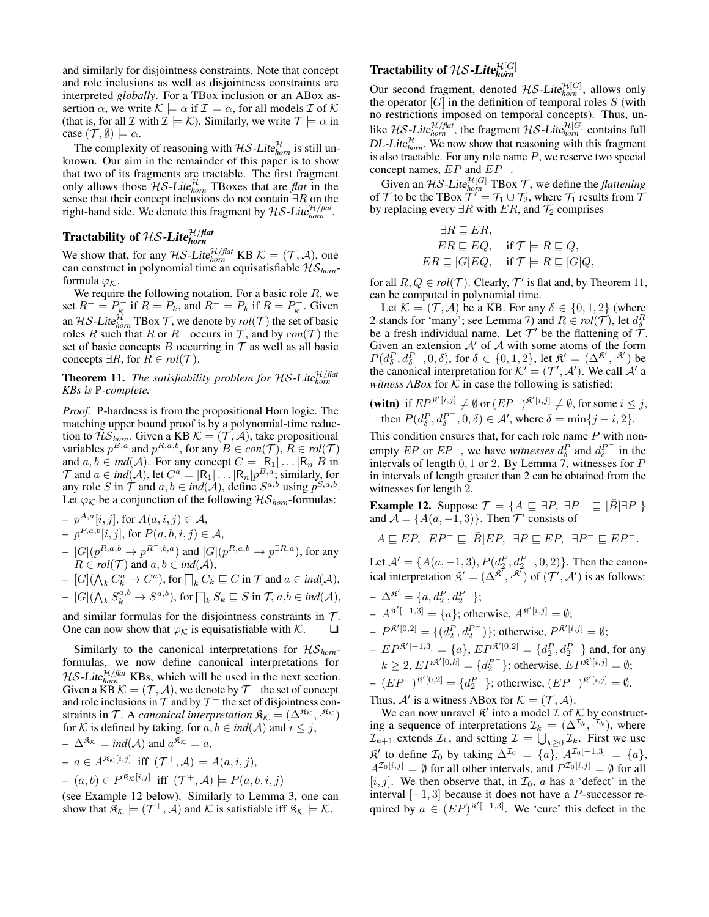and similarly for disjointness constraints. Note that concept and role inclusions as well as disjointness constraints are interpreted *globally*. For a TBox inclusion or an ABox assertion $\alpha$, we write $\mathcal{K} \models \alpha$ if $\mathcal{I} \models \alpha$, for all models $\mathcal{I}$ of $\mathcal{K}$ (that is, for all $\mathcal{I}$ with $\mathcal{I} \models \mathcal{K}$). Similarly, we write $\mathcal{T} \models \alpha$ in case $(\mathcal{T}, \emptyset) \models \alpha$.

The complexity of reasoning with $\mathcal{HS}$-*Lite*$^{\mathcal{H}}_{horn}$ is still unknown. Our aim in the remainder of this paper is to show that two of its fragments are tractable. The first fragment only allows those $\mathcal{HS}$-*Lite*$^{\mathcal{H}}_{horn}$ TBoxes that are *flat* in the sense that their concept inclusions do not contain $\exists R$ on the right-hand side. We denote this fragment by $\mathcal{HS}$-*Lite*$^{\mathcal{H}/flat}_{horn}$.

## Tractability of $\mathcal{HS}$-*Lite*$^{\mathcal{H}/flat}_{horn}$

We show that, for any $\mathcal{HS}$-*Lite*$^{\mathcal{H}/flat}_{horn}$ KB $\mathcal{K} = (\mathcal{T}, \mathcal{A})$, one can construct in polynomial time an equisatisfiable $\mathcal{HS}_{horn}$-formula $\varphi_{\mathcal{K}}$.

We require the following notation. For a basic role $R$, we set $R^- = P_k^-$ if $R = P_k$, and $R^- = P_k$ if $R = P_k^-$. Given an $\mathcal{HS}$-*Lite*$^{\mathcal{H}}_{horn}$ TBox $\mathcal{T}$, we denote by *rol*$(\mathcal{T})$ the set of basic roles $R$ such that $R$ or $R^-$ occurs in $\mathcal{T}$, and by *con*$(\mathcal{T})$ the set of basic concepts $B$ occurring in $\mathcal{T}$ as well as all basic concepts $\exists R$, for $R \in$ *rol*$(\mathcal{T})$.

**Theorem 11.** *The satisfiability problem for* $\mathcal{HS}$-*Lite*$^{\mathcal{H}/flat}_{horn}$ *KBs is* P*-complete.*

*Proof.* P-hardness is from the propositional Horn logic. The matching upper bound proof is by a polynomial-time reduction to $\mathcal{HS}_{horn}$. Given a KB $\mathcal{K} = (\mathcal{T}, \mathcal{A})$, take propositional variables $p^{B,a}$ and $p^{R,a,b}$, for any $B \in$ *con*$(\mathcal{T})$, $R \in$ *rol*$(\mathcal{T})$ and $a, b \in$ *ind*$(\mathcal{A})$. For any concept $C = [\mathsf{R}_1] \dots [\mathsf{R}_n]B$ in $\mathcal{T}$ and $a \in$ *ind*$(\mathcal{A})$, let $C^a = [\mathsf{R}_1] \dots [\mathsf{R}_n]p^{B,a}$; similarly, for any role $S$ in $\mathcal{T}$ and $a, b \in$ *ind*$(\mathcal{A})$, define $S^{a,b}$ using $p^{S,a,b}$. Let $\varphi_{\mathcal{K}}$ be a conjunction of the following $\mathcal{HS}_{horn}$-formulas:

- $p^{A,a}[i,j]$, for $A(a,i,j) \in \mathcal{A}$,
- $p^{P,a,b}[i,j]$, for $P(a,b,i,j) \in \mathcal{A}$,
- $[G](p^{R,a,b} \to p^{R^-,b,a})$ and $[G](p^{R,a,b} \to p^{\exists R,a})$, for any $R \in$ *rol*$(\mathcal{T})$ and $a, b \in$ *ind*$(\mathcal{A})$,
- $[G](\bigwedge_k C_k^a \to C^a)$, for $\bigsqcap_k C_k \sqsubseteq C$ in $\mathcal{T}$ and $a \in$ *ind*$(\mathcal{A})$,
- $[G](\bigwedge_k S_k^{a,b} \to S^{a,b})$, for $\bigsqcap_k S_k \sqsubseteq S$ in $\mathcal{T}$, $a,b \in$ *ind*$(\mathcal{A})$,

and similar formulas for the disjointness constraints in $\mathcal{T}$. One can now show that $\varphi_{\mathcal{K}}$ is equisatisfiable with $\mathcal{K}$. ❑

Similarly to the canonical interpretations for $\mathcal{HS}_{horn}$-formulas, we now define canonical interpretations for $\mathcal{HS}$-*Lite*$^{\mathcal{H}/flat}_{horn}$ KBs, which will be used in the next section. Given a KB $\mathcal{K} = (\mathcal{T}, \mathcal{A})$, we denote by $\mathcal{T}^+$ the set of concept and role inclusions in $\mathcal{T}$ and by $\mathcal{T}^-$ the set of disjointness constraints in $\mathcal{T}$. A *canonical interpretation* $\mathfrak{K}_{\mathcal{K}} = (\Delta^{\mathfrak{K}_{\mathcal{K}}}, \cdot^{\mathfrak{K}_{\mathcal{K}}})$ for $\mathcal{K}$ is defined by taking, for $a, b \in$ *ind*$(\mathcal{A})$ and $i \le j$,

- $\Delta^{\mathfrak{K}_{\mathcal{K}}} =$ *ind*$(\mathcal{A})$ and $a^{\mathfrak{K}_{\mathcal{K}}} = a$,
- $a \in A^{\mathfrak{K}_{\mathcal{K}}[i,j]}$ iff $(\mathcal{T}^+, \mathcal{A}) \models A(a,i,j)$,
- $(a,b) \in P^{\mathfrak{K}_{\mathcal{K}}[i,j]}$ iff $(\mathcal{T}^+, \mathcal{A}) \models P(a,b,i,j)$

(see Example 12 below). Similarly to Lemma 3, one can show that $\mathfrak{K}_{\mathcal{K}} \models (\mathcal{T}^+, \mathcal{A})$ and $\mathcal{K}$ is satisfiable iff $\mathfrak{K}_{\mathcal{K}} \models \mathcal{K}$.

## Tractability of $\mathcal{HS}$-*Lite*$^{\mathcal{H}[G]}_{horn}$

Our second fragment, denoted $\mathcal{HS}$-*Lite*$^{\mathcal{H}[G]}_{horn}$, allows only the operator $[G]$ in the definition of temporal roles $S$ (with no restrictions imposed on temporal concepts). Thus, unlike $\mathcal{HS}$-*Lite*$^{\mathcal{H}/flat}_{horn}$, the fragment $\mathcal{HS}$-*Lite*$^{\mathcal{H}[G]}_{horn}$ contains full *DL-Lite*$^{\mathcal{H}}_{horn}$. We now show that reasoning with this fragment is also tractable. For any role name $P$, we reserve two special concept names, $EP$ and $EP^-$.

Given an $\mathcal{HS}$-*Lite*$^{\mathcal{H}[G]}_{horn}$ TBox $\mathcal{T}$, we define the *flattening* of $\mathcal{T}$ to be the TBox $\mathcal{T}' = \mathcal{T}_1 \cup \mathcal{T}_2$, where $\mathcal{T}_1$ results from $\mathcal{T}$ by replacing every $\exists R$ with $ER$, and $\mathcal{T}_2$ comprises

$$
\begin{aligned}
\exists R &\sqsubseteq ER, \\
ER &\sqsubseteq EQ, \quad \text{if } \mathcal{T} \models R \sqsubseteq Q, \\
ER &\sqsubseteq [G]EQ, \quad \text{if } \mathcal{T} \models R \sqsubseteq [G]Q,
\end{aligned}
$$

for all $R, Q \in$ *rol*$(\mathcal{T})$. Clearly, $\mathcal{T}'$ is flat and, by Theorem 11, can be computed in polynomial time.

Let $\mathcal{K} = (\mathcal{T}, \mathcal{A})$ be a KB. For any $\delta \in \{0,1,2\}$ (where 2 stands for 'many'; see Lemma 7) and $R \in$ *rol*$(\mathcal{T})$, let $d_\delta^R$ be a fresh individual name. Let $\mathcal{T}'$ be the flattening of $\mathcal{T}$. Given an extension $\mathcal{A}'$ of $\mathcal{A}$ with some atoms of the form $P(d_\delta^P, d_\delta^{P^-}, 0, \delta)$, for $\delta \in \{0,1,2\}$, let $\mathfrak{K}' = (\Delta^{\mathfrak{K}'}, \cdot^{\mathfrak{K}'})$ be the canonical interpretation for $\mathcal{K}' = (\mathcal{T}', \mathcal{A}')$. We call $\mathcal{A}'$ a *witness ABox* for $\mathcal{K}$ in case the following is satisfied:

**(witn)** if $EP^{\mathfrak{K}'[i,j]} \neq \emptyset$ or $(EP^-)^{\mathfrak{K}'[i,j]} \neq \emptyset$, for some $i \le j$, then $P(d_\delta^P, d_\delta^{P^-}, 0, \delta) \in \mathcal{A}'$, where $\delta = \min\{j - i, 2\}$.

This condition ensures that, for each role name $P$ with nonempty $EP$ or $EP^-$, we have *witnesses* $d_\delta^P$ and $d_\delta^{P^-}$ in the intervals of length $0, 1$ or $2$. By Lemma 7, witnesses for $P$ in intervals of length greater than 2 can be obtained from the witnesses for length 2.

**Example 12.** Suppose $\mathcal{T} = \{A \sqsubseteq \exists P,\ \exists P^- \sqsubseteq [\bar{B}]\exists P\}$ and $\mathcal{A} = \{A(a,-1,3)\}$. Then $\mathcal{T}'$ consists of

$$A \sqsubseteq EP,\ \ EP^- \sqsubseteq [\bar{B}]EP,\ \ \exists P \sqsubseteq EP,\ \ \exists P^- \sqsubseteq EP^-.$$

Let $\mathcal{A}' = \{A(a,-1,3), P(d_2^P, d_2^{P^-}, 0, 2)\}$. Then the canonical interpretation $\mathfrak{K}' = (\Delta^{\mathfrak{K}'}, \cdot^{\mathfrak{K}'})$ of $(\mathcal{T}', \mathcal{A}')$ is as follows:

- $\Delta^{\mathfrak{K}'} = \{a, d_2^P, d_2^{P^-}\}$;
- $A^{\mathfrak{K}'[-1,3]} = \{a\}$; otherwise, $A^{\mathfrak{K}'[i,j]} = \emptyset$;
- $P^{\mathfrak{K}'[0,2]} = \{(d_2^P, d_2^{P^-})\}$; otherwise, $P^{\mathfrak{K}'[i,j]} = \emptyset$;
- $EP^{\mathfrak{K}'[-1,3]} = \{a\}$, $EP^{\mathfrak{K}'[0,2]} = \{d_2^P, d_2^{P^-}\}$ and, for any $k \ge 2$, $EP^{\mathfrak{K}'[0,k]} = \{d_2^{P^-}\}$; otherwise, $EP^{\mathfrak{K}'[i,j]} = \emptyset$;
- $(EP^-)^{\mathfrak{K}'[0,2]} = \{d_2^{P^-}\}$; otherwise, $(EP^-)^{\mathfrak{K}'[i,j]} = \emptyset$.

Thus, $\mathcal{A}'$ is a witness ABox for $\mathcal{K} = (\mathcal{T}, \mathcal{A})$.

We can now unravel $\mathfrak{K}'$ into a model $\mathcal{I}$ of $\mathcal{K}$ by constructing a sequence of interpretations $\mathcal{I}_k = (\Delta^{\mathcal{I}_k}, \cdot^{\mathcal{I}_k})$, where $\mathcal{I}_{k+1}$ extends $\mathcal{I}_k$, and setting $\mathcal{I} = \bigcup_{k \ge 0} \mathcal{I}_k$. First we use $\mathfrak{K}'$ to define $\mathcal{I}_0$ by taking $\Delta^{\mathcal{I}_0} = \{a\}$, $A^{\mathcal{I}_0[-1,3]} = \{a\}$, $A^{\mathcal{I}_0[i,j]} = \emptyset$ for all other intervals, and $P^{\mathcal{I}_0[i,j]} = \emptyset$ for all $[i,j]$. We then observe that, in $\mathcal{I}_0$, $a$ has a 'defect' in the interval $[-1,3]$ because it does not have a $P$-successor required by $a \in (EP)^{\mathfrak{K}'[-1,3]}$. We 'cure' this defect in the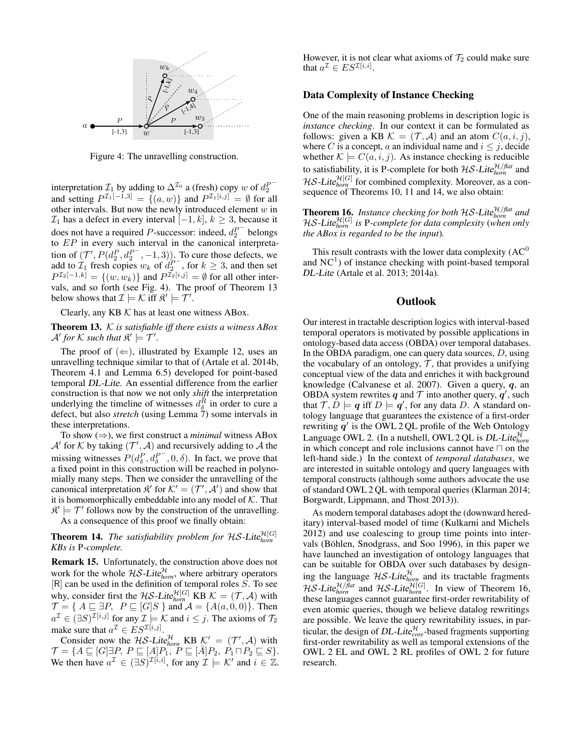Figure 4: The unravelling construction.

interpretation $\mathcal{I}_1$ by adding to $\Delta^{\mathcal{I}_0}$ a (fresh) copy $w$ of $d_2^{P^-}$ and setting $P^{\mathcal{I}_1[-1,3]} = \{(a, w)\}$ and $P^{\mathcal{I}_1[i,j]} = \emptyset$ for all other intervals. But now the newly introduced element $w$ in $\mathcal{I}_1$ has a defect in every interval $[-1, k]$, $k \geq 3$, because it does not have a required $P$-successor: indeed, $d_2^{P^-}$ belongs to $EP$ in every such interval in the canonical interpretation of $(\mathcal{T}', P(d_2^P, d_2^{P^-}, -1, 3))$. To cure those defects, we add to $\mathcal{I}_1$ fresh copies $w_k$ of $d_2^{P^-}$, for $k \geq 3$, and then set $P^{\mathcal{I}_2[-1,k]} = \{(w, w_k)\}$ and $P^{\mathcal{I}_2[i,j]} = \emptyset$ for all other intervals, and so forth (see Fig. 4). The proof of Theorem 13 below shows that $\mathcal{I} \models \mathcal{K}$ iff $\mathfrak{K}' \models \mathcal{T}'$.

Clearly, any KB $\mathcal{K}$ has at least one witness ABox.

**Theorem 13.** *$\mathcal{K}$ is satisfiable iff there exists a witness ABox $\mathcal{A}'$ for $\mathcal{K}$ such that $\mathfrak{K}' \models \mathcal{T}'$.*

The proof of $(\Leftarrow)$, illustrated by Example 12, uses an unravelling technique similar to that of (Artale et al. 2014b, Theorem 4.1 and Lemma 6.5) developed for point-based temporal *DL-Lite*. An essential difference from the earlier construction is that now we not only *shift* the interpretation underlying the timeline of witnesses $d_\delta^R$ in order to cure a defect, but also *stretch* (using Lemma 7) some intervals in these interpretations.

To show $(\Rightarrow)$, we first construct a *minimal* witness ABox $\mathcal{A}'$ for $\mathcal{K}$ by taking $(\mathcal{T}', \mathcal{A})$ and recursively adding to $\mathcal{A}$ the missing witnesses $P(d_\delta^P, d_\delta^{P^-}, 0, \delta)$. In fact, we prove that a fixed point in this construction will be reached in polynomially many steps. Then we consider the unravelling of the canonical interpretation $\mathfrak{K}'$ for $\mathcal{K}' = (\mathcal{T}', \mathcal{A}')$ and show that it is homomorphically embeddable into any model of $\mathcal{K}$. That $\mathfrak{K}' \models \mathcal{T}'$ follows now by the construction of the unravelling.

As a consequence of this proof we finally obtain:

**Theorem 14.** *The satisfiability problem for $\mathcal{HS}$-$Lite_{horn}^{\mathcal{H}[G]}$ KBs is* P*-complete.*

**Remark 15.** Unfortunately, the construction above does not work for the whole $\mathcal{HS}$-$Lite_{horn}^{\mathcal{H}}$, where arbitrary operators $[\mathsf{R}]$ can be used in the definition of temporal roles $S$. To see why, consider first the $\mathcal{HS}$-$Lite_{horn}^{\mathcal{H}[G]}$ KB $\mathcal{K} = (\mathcal{T}, \mathcal{A})$ with $\mathcal{T} = \{\ A \sqsubseteq \exists P,\ \ P \sqsubseteq [G]S\ \}$ and $\mathcal{A} = \{A(a, 0, 0)\}$. Then $a^{\mathcal{I}} \in (\exists S)^{\mathcal{I}[i,j]}$ for any $\mathcal{I} \models \mathcal{K}$ and $i \leq j$. The axioms of $\mathcal{T}_2$ make sure that $a^{\mathcal{I}} \in ES^{\mathcal{I}[i,j]}$.

Consider now the $\mathcal{HS}$-$Lite_{horn}^{\mathcal{H}}$ KB $\mathcal{K}' = (\mathcal{T}', \mathcal{A})$ with $\mathcal{T} = \{A \sqsubseteq [G]\exists P,\ P \sqsubseteq [A]P_1,\ P \sqsubseteq [\bar{A}]P_2,\ P_1 \sqcap P_2 \sqsubseteq S\}$. We then have $a^{\mathcal{I}} \in (\exists S)^{\mathcal{I}[i,i]}$, for any $\mathcal{I} \models \mathcal{K}'$ and $i \in \mathbb{Z}$. However, it is not clear what axioms of $\mathcal{T}_2$ could make sure that $a^{\mathcal{I}} \in ES^{\mathcal{I}[i,i]}$.

## Data Complexity of Instance Checking

One of the main reasoning problems in description logic is *instance checking*. In our context it can be formulated as follows: given a KB $\mathcal{K} = (\mathcal{T}, \mathcal{A})$ and an atom $C(a, i, j)$, where $C$ is a concept, $a$ an individual name and $i \leq j$, decide whether $\mathcal{K} \models C(a, i, j)$. As instance checking is reducible to satisfiability, it is P-complete for both $\mathcal{HS}$-$Lite_{horn}^{\mathcal{H}/flat}$ and $\mathcal{HS}$-$Lite_{horn}^{\mathcal{H}[G]}$ for combined complexity. Moreover, as a consequence of Theorems 10, 11 and 14, we also obtain:

**Theorem 16.** *Instance checking for both $\mathcal{HS}$-$Lite_{horn}^{\mathcal{H}/flat}$ and $\mathcal{HS}$-$Lite_{horn}^{\mathcal{H}[G]}$ is* P*-complete for data complexity (when only the ABox is regarded to be the input).*

This result contrasts with the lower data complexity ($AC^0$ and $NC^1$) of instance checking with point-based temporal *DL-Lite* (Artale et al. 2013; 2014a).

## Outlook

Our interest in tractable description logics with interval-based temporal operators is motivated by possible applications in ontology-based data access (OBDA) over temporal databases. In the OBDA paradigm, one can query data sources, $D$, using the vocabulary of an ontology, $\mathcal{T}$, that provides a unifying conceptual view of the data and enriches it with background knowledge (Calvanese et al. 2007). Given a query, $\boldsymbol{q}$, an OBDA system rewrites $\boldsymbol{q}$ and $\mathcal{T}$ into another query, $\boldsymbol{q}'$, such that $\mathcal{T}, D \models \boldsymbol{q}$ iff $D \models \boldsymbol{q}'$, for any data $D$. A standard ontology language that guarantees the existence of a first-order rewriting $\boldsymbol{q}'$ is the OWL 2 QL profile of the Web Ontology Language OWL 2. (In a nutshell, OWL 2 QL is $DL\text{-}Lite_{horn}^{\mathcal{H}}$ in which concept and role inclusions cannot have $\sqcap$ on the left-hand side.) In the context of *temporal databases*, we are interested in suitable ontology and query languages with temporal constructs (although some authors advocate the use of standard OWL 2 QL with temporal queries (Klarman 2014; Borgwardt, Lippmann, and Thost 2013)).

As modern temporal databases adopt the (downward hereditary) interval-based model of time (Kulkarni and Michels 2012) and use coalescing to group time points into intervals (Böhlen, Snodgrass, and Soo 1996), in this paper we have launched an investigation of ontology languages that can be suitable for OBDA over such databases by designing the language $\mathcal{HS}$-$Lite_{horn}^{\mathcal{H}}$ and its tractable fragments $\mathcal{HS}$-$Lite_{horn}^{\mathcal{H}/flat}$ and $\mathcal{HS}$-$Lite_{horn}^{\mathcal{H}[G]}$. In view of Theorem 16, these languages cannot guarantee first-order rewritability of even atomic queries, though we believe datalog rewritings are possible. We leave the query rewritability issues, in particular, the design of $DL\text{-}Lite_{core}^{\mathcal{H}}$-based fragments supporting first-order rewritability as well as temporal extensions of the OWL 2 EL and OWL 2 RL profiles of OWL 2 for future research.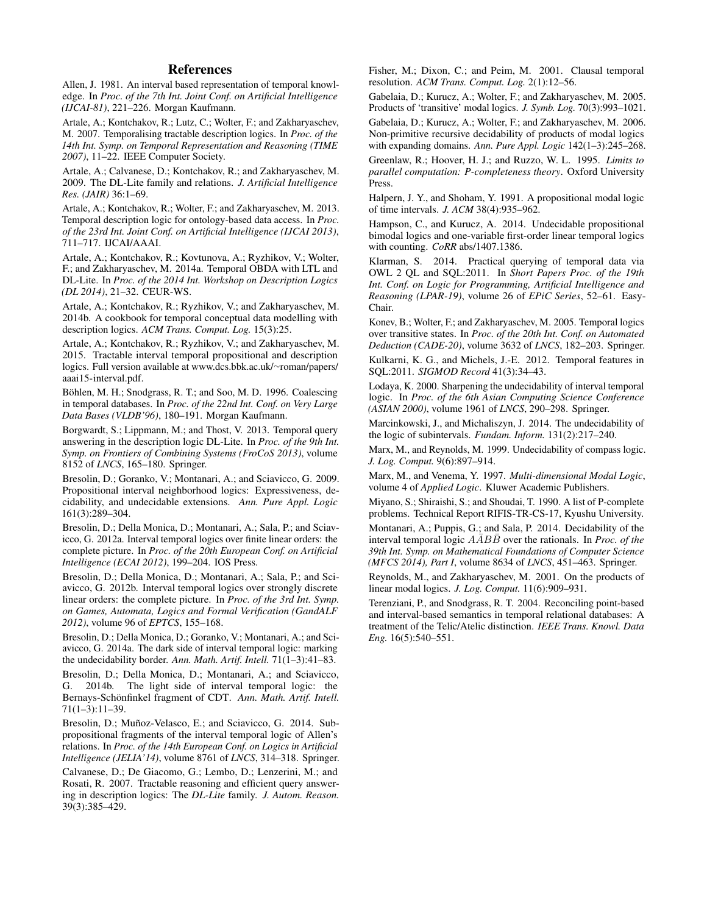## References

Allen, J. 1981. An interval based representation of temporal knowledge. In *Proc. of the 7th Int. Joint Conf. on Artificial Intelligence (IJCAI-81)*, 221–226. Morgan Kaufmann.

Artale, A.; Kontchakov, R.; Lutz, C.; Wolter, F.; and Zakharyaschev, M. 2007. Temporalising tractable description logics. In *Proc. of the 14th Int. Symp. on Temporal Representation and Reasoning (TIME 2007)*, 11–22. IEEE Computer Society.

Artale, A.; Calvanese, D.; Kontchakov, R.; and Zakharyaschev, M. 2009. The DL-Lite family and relations. *J. Artificial Intelligence Res. (JAIR)* 36:1–69.

Artale, A.; Kontchakov, R.; Wolter, F.; and Zakharyaschev, M. 2013. Temporal description logic for ontology-based data access. In *Proc. of the 23rd Int. Joint Conf. on Artificial Intelligence (IJCAI 2013)*, 711–717. IJCAI/AAAI.

Artale, A.; Kontchakov, R.; Kovtunova, A.; Ryzhikov, V.; Wolter, F.; and Zakharyaschev, M. 2014a. Temporal OBDA with LTL and DL-Lite. In *Proc. of the 2014 Int. Workshop on Description Logics (DL 2014)*, 21–32. CEUR-WS.

Artale, A.; Kontchakov, R.; Ryzhikov, V.; and Zakharyaschev, M. 2014b. A cookbook for temporal conceptual data modelling with description logics. *ACM Trans. Comput. Log.* 15(3):25.

Artale, A.; Kontchakov, R.; Ryzhikov, V.; and Zakharyaschev, M. 2015. Tractable interval temporal propositional and description logics. Full version available at www.dcs.bbk.ac.uk/~roman/papers/aaai15-interval.pdf.

Böhlen, M. H.; Snodgrass, R. T.; and Soo, M. D. 1996. Coalescing in temporal databases. In *Proc. of the 22nd Int. Conf. on Very Large Data Bases (VLDB'96)*, 180–191. Morgan Kaufmann.

Borgwardt, S.; Lippmann, M.; and Thost, V. 2013. Temporal query answering in the description logic DL-Lite. In *Proc. of the 9th Int. Symp. on Frontiers of Combining Systems (FroCoS 2013)*, volume 8152 of *LNCS*, 165–180. Springer.

Bresolin, D.; Goranko, V.; Montanari, A.; and Sciavicco, G. 2009. Propositional interval neighborhood logics: Expressiveness, decidability, and undecidable extensions. *Ann. Pure Appl. Logic* 161(3):289–304.

Bresolin, D.; Della Monica, D.; Montanari, A.; Sala, P.; and Sciavicco, G. 2012a. Interval temporal logics over finite linear orders: the complete picture. In *Proc. of the 20th European Conf. on Artificial Intelligence (ECAI 2012)*, 199–204. IOS Press.

Bresolin, D.; Della Monica, D.; Montanari, A.; Sala, P.; and Sciavicco, G. 2012b. Interval temporal logics over strongly discrete linear orders: the complete picture. In *Proc. of the 3rd Int. Symp. on Games, Automata, Logics and Formal Verification (GandALF 2012)*, volume 96 of *EPTCS*, 155–168.

Bresolin, D.; Della Monica, D.; Goranko, V.; Montanari, A.; and Sciavicco, G. 2014a. The dark side of interval temporal logic: marking the undecidability border. *Ann. Math. Artif. Intell.* 71(1–3):41–83.

Bresolin, D.; Della Monica, D.; Montanari, A.; and Sciavicco, G. 2014b. The light side of interval temporal logic: the Bernays-Schönfinkel fragment of CDT. *Ann. Math. Artif. Intell.* 71(1–3):11–39.

Bresolin, D.; Muñoz-Velasco, E.; and Sciavicco, G. 2014. Sub-propositional fragments of the interval temporal logic of Allen's relations. In *Proc. of the 14th European Conf. on Logics in Artificial Intelligence (JELIA'14)*, volume 8761 of *LNCS*, 314–318. Springer.

Calvanese, D.; De Giacomo, G.; Lembo, D.; Lenzerini, M.; and Rosati, R. 2007. Tractable reasoning and efficient query answering in description logics: The *DL-Lite* family. *J. Autom. Reason.* 39(3):385–429.

Fisher, M.; Dixon, C.; and Peim, M. 2001. Clausal temporal resolution. *ACM Trans. Comput. Log.* 2(1):12–56.

Gabelaia, D.; Kurucz, A.; Wolter, F.; and Zakharyaschev, M. 2005. Products of 'transitive' modal logics. *J. Symb. Log.* 70(3):993–1021.

Gabelaia, D.; Kurucz, A.; Wolter, F.; and Zakharyaschev, M. 2006. Non-primitive recursive decidability of products of modal logics with expanding domains. *Ann. Pure Appl. Logic* 142(1–3):245–268.

Greenlaw, R.; Hoover, H. J.; and Ruzzo, W. L. 1995. *Limits to parallel computation: P-completeness theory*. Oxford University Press.

Halpern, J. Y., and Shoham, Y. 1991. A propositional modal logic of time intervals. *J. ACM* 38(4):935–962.

Hampson, C., and Kurucz, A. 2014. Undecidable propositional bimodal logics and one-variable first-order linear temporal logics with counting. *CoRR* abs/1407.1386.

Klarman, S. 2014. Practical querying of temporal data via OWL 2 QL and SQL:2011. In *Short Papers Proc. of the 19th Int. Conf. on Logic for Programming, Artificial Intelligence and Reasoning (LPAR-19)*, volume 26 of *EPiC Series*, 52–61. EasyChair.

Konev, B.; Wolter, F.; and Zakharyaschev, M. 2005. Temporal logics over transitive states. In *Proc. of the 20th Int. Conf. on Automated Deduction (CADE-20)*, volume 3632 of *LNCS*, 182–203. Springer.

Kulkarni, K. G., and Michels, J.-E. 2012. Temporal features in SQL:2011. *SIGMOD Record* 41(3):34–43.

Lodaya, K. 2000. Sharpening the undecidability of interval temporal logic. In *Proc. of the 6th Asian Computing Science Conference (ASIAN 2000)*, volume 1961 of *LNCS*, 290–298. Springer.

Marcinkowski, J., and Michaliszyn, J. 2014. The undecidability of the logic of subintervals. *Fundam. Inform.* 131(2):217–240.

Marx, M., and Reynolds, M. 1999. Undecidability of compass logic. *J. Log. Comput.* 9(6):897–914.

Marx, M., and Venema, Y. 1997. *Multi-dimensional Modal Logic*, volume 4 of *Applied Logic*. Kluwer Academic Publishers.

Miyano, S.; Shiraishi, S.; and Shoudai, T. 1990. A list of P-complete problems. Technical Report RIFIS-TR-CS-17, Kyushu University.

Montanari, A.; Puppis, G.; and Sala, P. 2014. Decidability of the interval temporal logic $A\bar{A}B\bar{B}$ over the rationals. In *Proc. of the 39th Int. Symp. on Mathematical Foundations of Computer Science (MFCS 2014), Part I*, volume 8634 of *LNCS*, 451–463. Springer.

Reynolds, M., and Zakharyaschev, M. 2001. On the products of linear modal logics. *J. Log. Comput.* 11(6):909–931.

Terenziani, P., and Snodgrass, R. T. 2004. Reconciling point-based and interval-based semantics in temporal relational databases: A treatment of the Telic/Atelic distinction. *IEEE Trans. Knowl. Data Eng.* 16(5):540–551.